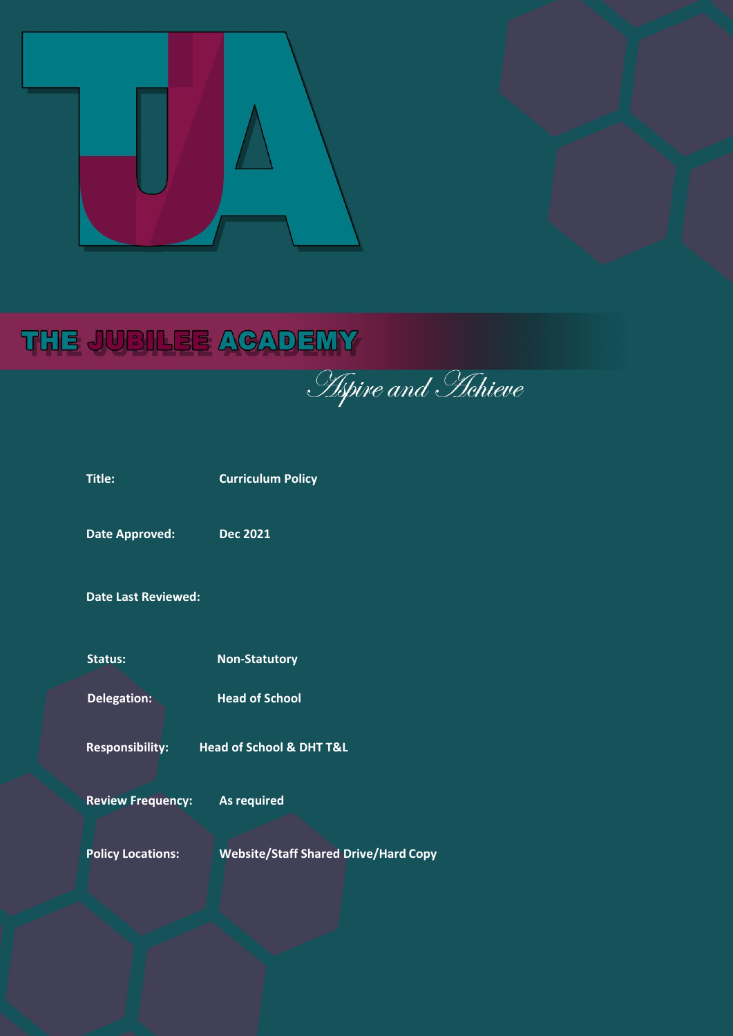# THE JUBILEE ACADEMY

*Aspire and Achieve*

| | |
|---|---|
| **Title:** | **Curriculum Policy** |
| **Date Approved:** | **Dec 2021** |
| **Date Last Reviewed:** | |
| **Status:** | **Non-Statutory** |
| **Delegation:** | **Head of School** |
| **Responsibility:** | **Head of School & DHT T&L** |
| **Review Frequency:** | **As required** |
| **Policy Locations:** | **Website/Staff Shared Drive/Hard Copy** |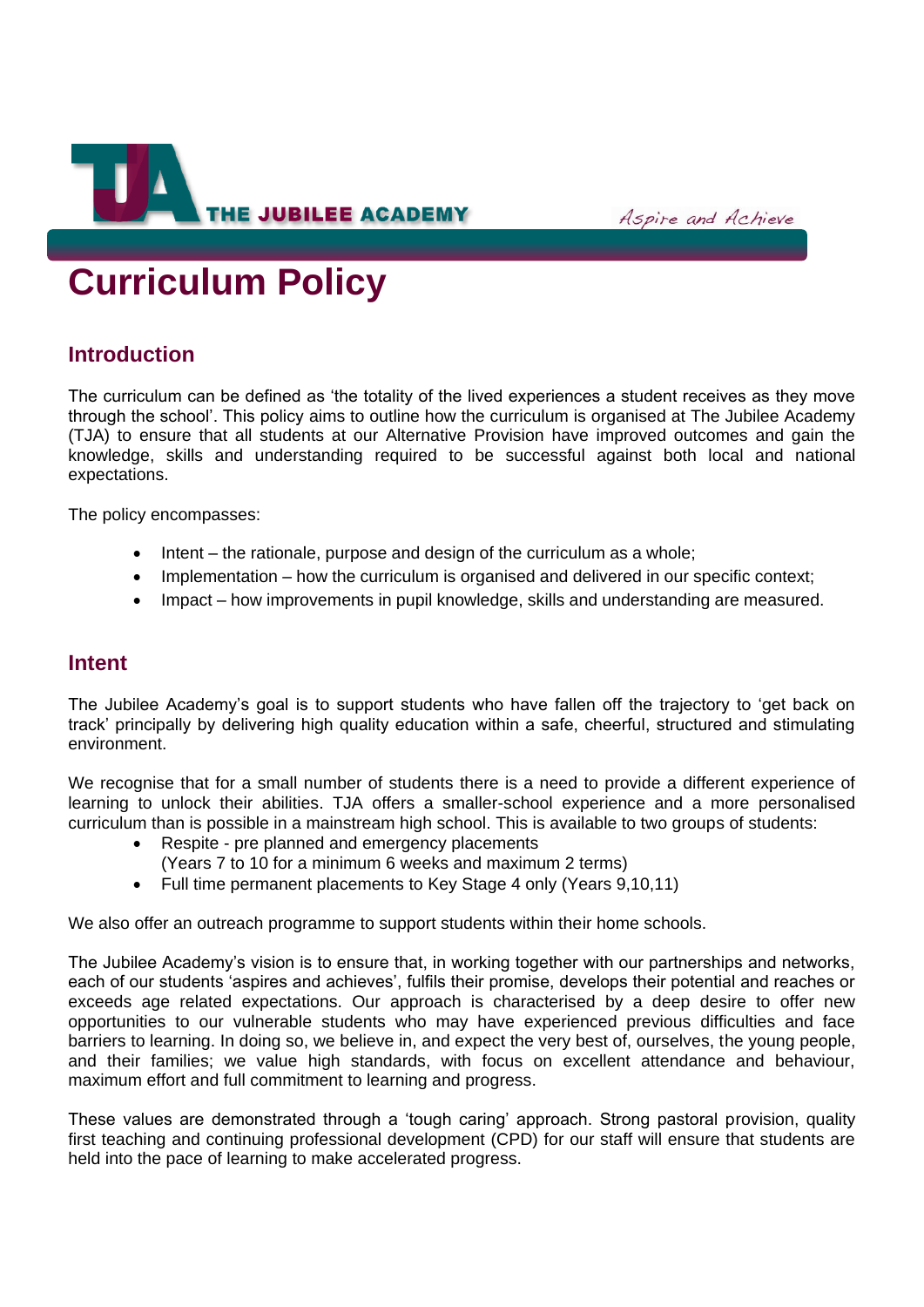# Curriculum Policy

## Introduction

The curriculum can be defined as 'the totality of the lived experiences a student receives as they move through the school'. This policy aims to outline how the curriculum is organised at The Jubilee Academy (TJA) to ensure that all students at our Alternative Provision have improved outcomes and gain the knowledge, skills and understanding required to be successful against both local and national expectations.

The policy encompasses:

- Intent – the rationale, purpose and design of the curriculum as a whole;
- Implementation – how the curriculum is organised and delivered in our specific context;
- Impact – how improvements in pupil knowledge, skills and understanding are measured.

## Intent

The Jubilee Academy's goal is to support students who have fallen off the trajectory to 'get back on track' principally by delivering high quality education within a safe, cheerful, structured and stimulating environment.

We recognise that for a small number of students there is a need to provide a different experience of learning to unlock their abilities. TJA offers a smaller-school experience and a more personalised curriculum than is possible in a mainstream high school. This is available to two groups of students:

- Respite - pre planned and emergency placements
  (Years 7 to 10 for a minimum 6 weeks and maximum 2 terms)
- Full time permanent placements to Key Stage 4 only (Years 9,10,11)

We also offer an outreach programme to support students within their home schools.

The Jubilee Academy's vision is to ensure that, in working together with our partnerships and networks, each of our students 'aspires and achieves', fulfils their promise, develops their potential and reaches or exceeds age related expectations. Our approach is characterised by a deep desire to offer new opportunities to our vulnerable students who may have experienced previous difficulties and face barriers to learning. In doing so, we believe in, and expect the very best of, ourselves, the young people, and their families; we value high standards, with focus on excellent attendance and behaviour, maximum effort and full commitment to learning and progress.

These values are demonstrated through a 'tough caring' approach. Strong pastoral provision, quality first teaching and continuing professional development (CPD) for our staff will ensure that students are held into the pace of learning to make accelerated progress.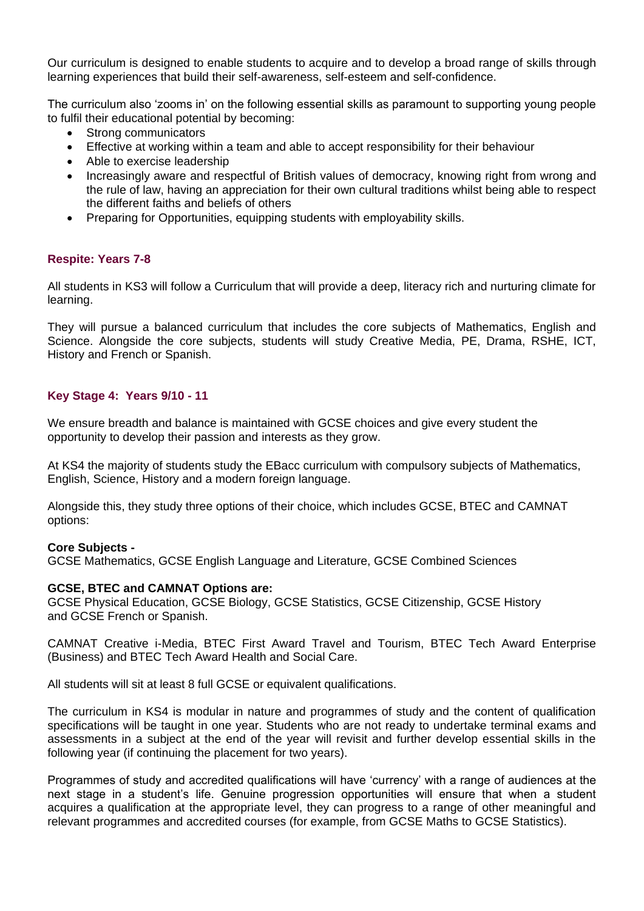Our curriculum is designed to enable students to acquire and to develop a broad range of skills through learning experiences that build their self-awareness, self-esteem and self-confidence.

The curriculum also 'zooms in' on the following essential skills as paramount to supporting young people to fulfil their educational potential by becoming:

- Strong communicators
- Effective at working within a team and able to accept responsibility for their behaviour
- Able to exercise leadership
- Increasingly aware and respectful of British values of democracy, knowing right from wrong and the rule of law, having an appreciation for their own cultural traditions whilst being able to respect the different faiths and beliefs of others
- Preparing for Opportunities, equipping students with employability skills.

### Respite: Years 7-8

All students in KS3 will follow a Curriculum that will provide a deep, literacy rich and nurturing climate for learning.

They will pursue a balanced curriculum that includes the core subjects of Mathematics, English and Science. Alongside the core subjects, students will study Creative Media, PE, Drama, RSHE, ICT, History and French or Spanish.

### Key Stage 4: Years 9/10 - 11

We ensure breadth and balance is maintained with GCSE choices and give every student the opportunity to develop their passion and interests as they grow.

At KS4 the majority of students study the EBacc curriculum with compulsory subjects of Mathematics, English, Science, History and a modern foreign language.

Alongside this, they study three options of their choice, which includes GCSE, BTEC and CAMNAT options:

**Core Subjects -**
GCSE Mathematics, GCSE English Language and Literature, GCSE Combined Sciences

**GCSE, BTEC and CAMNAT Options are:**
GCSE Physical Education, GCSE Biology, GCSE Statistics, GCSE Citizenship, GCSE History and GCSE French or Spanish.

CAMNAT Creative i-Media, BTEC First Award Travel and Tourism, BTEC Tech Award Enterprise (Business) and BTEC Tech Award Health and Social Care.

All students will sit at least 8 full GCSE or equivalent qualifications.

The curriculum in KS4 is modular in nature and programmes of study and the content of qualification specifications will be taught in one year. Students who are not ready to undertake terminal exams and assessments in a subject at the end of the year will revisit and further develop essential skills in the following year (if continuing the placement for two years).

Programmes of study and accredited qualifications will have 'currency' with a range of audiences at the next stage in a student's life. Genuine progression opportunities will ensure that when a student acquires a qualification at the appropriate level, they can progress to a range of other meaningful and relevant programmes and accredited courses (for example, from GCSE Maths to GCSE Statistics).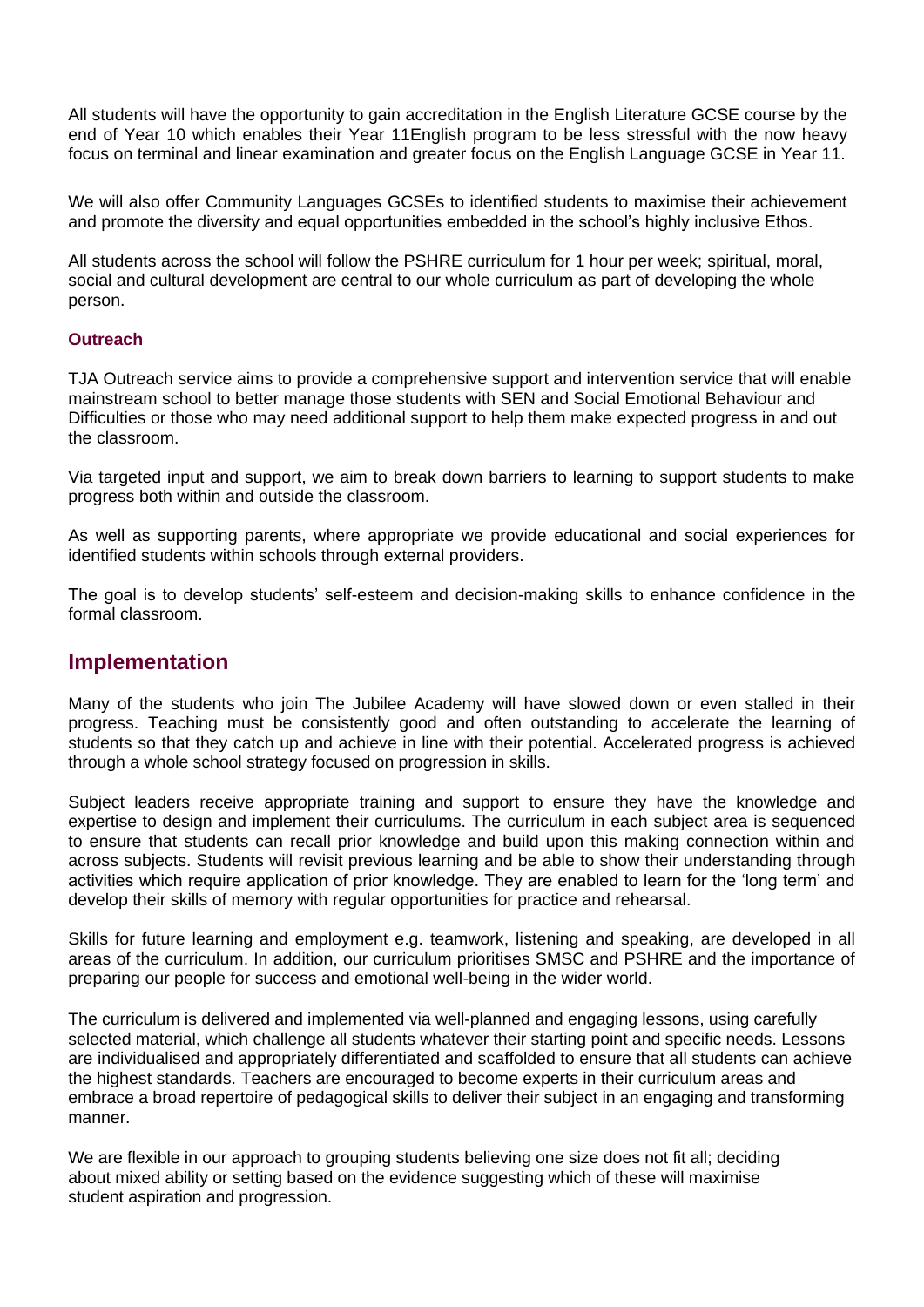All students will have the opportunity to gain accreditation in the English Literature GCSE course by the end of Year 10 which enables their Year 11English program to be less stressful with the now heavy focus on terminal and linear examination and greater focus on the English Language GCSE in Year 11.

We will also offer Community Languages GCSEs to identified students to maximise their achievement and promote the diversity and equal opportunities embedded in the school's highly inclusive Ethos.

All students across the school will follow the PSHRE curriculum for 1 hour per week; spiritual, moral, social and cultural development are central to our whole curriculum as part of developing the whole person.

### Outreach

TJA Outreach service aims to provide a comprehensive support and intervention service that will enable mainstream school to better manage those students with SEN and Social Emotional Behaviour and Difficulties or those who may need additional support to help them make expected progress in and out the classroom.

Via targeted input and support, we aim to break down barriers to learning to support students to make progress both within and outside the classroom.

As well as supporting parents, where appropriate we provide educational and social experiences for identified students within schools through external providers.

The goal is to develop students' self-esteem and decision-making skills to enhance confidence in the formal classroom.

## Implementation

Many of the students who join The Jubilee Academy will have slowed down or even stalled in their progress. Teaching must be consistently good and often outstanding to accelerate the learning of students so that they catch up and achieve in line with their potential. Accelerated progress is achieved through a whole school strategy focused on progression in skills.

Subject leaders receive appropriate training and support to ensure they have the knowledge and expertise to design and implement their curriculums. The curriculum in each subject area is sequenced to ensure that students can recall prior knowledge and build upon this making connection within and across subjects. Students will revisit previous learning and be able to show their understanding through activities which require application of prior knowledge. They are enabled to learn for the 'long term' and develop their skills of memory with regular opportunities for practice and rehearsal.

Skills for future learning and employment e.g. teamwork, listening and speaking, are developed in all areas of the curriculum. In addition, our curriculum prioritises SMSC and PSHRE and the importance of preparing our people for success and emotional well-being in the wider world.

The curriculum is delivered and implemented via well-planned and engaging lessons, using carefully selected material, which challenge all students whatever their starting point and specific needs. Lessons are individualised and appropriately differentiated and scaffolded to ensure that all students can achieve the highest standards. Teachers are encouraged to become experts in their curriculum areas and embrace a broad repertoire of pedagogical skills to deliver their subject in an engaging and transforming manner.

We are flexible in our approach to grouping students believing one size does not fit all; deciding about mixed ability or setting based on the evidence suggesting which of these will maximise student aspiration and progression.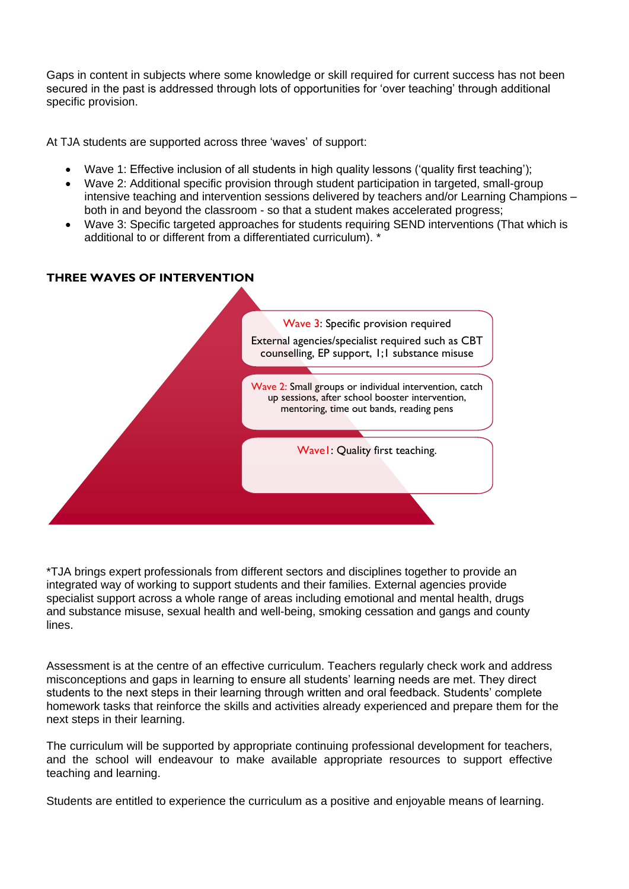Gaps in content in subjects where some knowledge or skill required for current success has not been secured in the past is addressed through lots of opportunities for 'over teaching' through additional specific provision.

At TJA students are supported across three 'waves' of support:

- Wave 1: Effective inclusion of all students in high quality lessons ('quality first teaching');
- Wave 2: Additional specific provision through student participation in targeted, small-group intensive teaching and intervention sessions delivered by teachers and/or Learning Champions – both in and beyond the classroom - so that a student makes accelerated progress;
- Wave 3: Specific targeted approaches for students requiring SEND interventions (That which is additional to or different from a differentiated curriculum). *

**THREE WAVES OF INTERVENTION**

Wave 3: Specific provision required

External agencies/specialist required such as CBT counselling, EP support, 1;1 substance misuse

Wave 2: Small groups or individual intervention, catch up sessions, after school booster intervention, mentoring, time out bands, reading pens

Wave1: Quality first teaching.

*TJA brings expert professionals from different sectors and disciplines together to provide an integrated way of working to support students and their families. External agencies provide specialist support across a whole range of areas including emotional and mental health, drugs and substance misuse, sexual health and well-being, smoking cessation and gangs and county lines.

Assessment is at the centre of an effective curriculum. Teachers regularly check work and address misconceptions and gaps in learning to ensure all students' learning needs are met. They direct students to the next steps in their learning through written and oral feedback. Students' complete homework tasks that reinforce the skills and activities already experienced and prepare them for the next steps in their learning.

The curriculum will be supported by appropriate continuing professional development for teachers, and the school will endeavour to make available appropriate resources to support effective teaching and learning.

Students are entitled to experience the curriculum as a positive and enjoyable means of learning.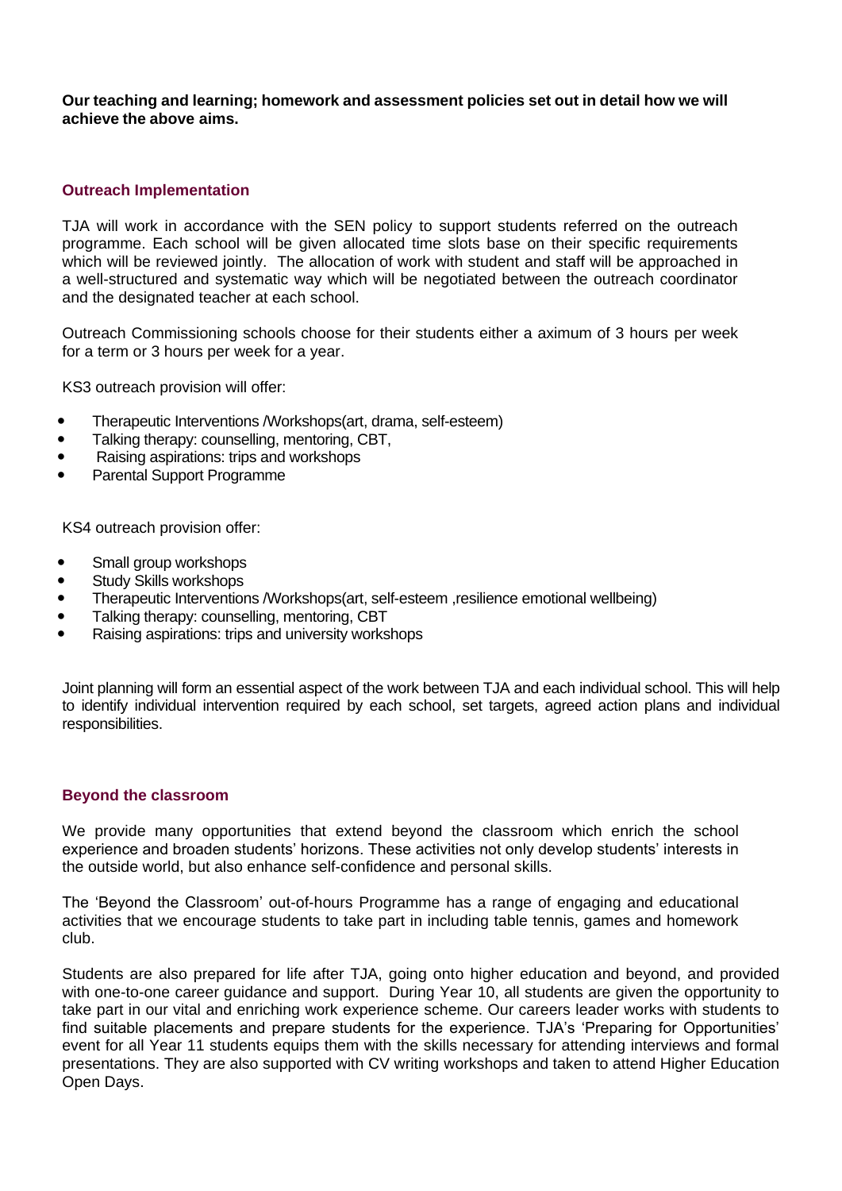**Our teaching and learning; homework and assessment policies set out in detail how we will achieve the above aims.**

## Outreach Implementation

TJA will work in accordance with the SEN policy to support students referred on the outreach programme. Each school will be given allocated time slots base on their specific requirements which will be reviewed jointly. The allocation of work with student and staff will be approached in a well-structured and systematic way which will be negotiated between the outreach coordinator and the designated teacher at each school.

Outreach Commissioning schools choose for their students either a aximum of 3 hours per week for a term or 3 hours per week for a year.

KS3 outreach provision will offer:

- Therapeutic Interventions /Workshops(art, drama, self-esteem)
- Talking therapy: counselling, mentoring, CBT,
- Raising aspirations: trips and workshops
- Parental Support Programme

KS4 outreach provision offer:

- Small group workshops
- Study Skills workshops
- Therapeutic Interventions /Workshops(art, self-esteem ,resilience emotional wellbeing)
- Talking therapy: counselling, mentoring, CBT
- Raising aspirations: trips and university workshops

Joint planning will form an essential aspect of the work between TJA and each individual school. This will help to identify individual intervention required by each school, set targets, agreed action plans and individual responsibilities.

## Beyond the classroom

We provide many opportunities that extend beyond the classroom which enrich the school experience and broaden students' horizons. These activities not only develop students' interests in the outside world, but also enhance self-confidence and personal skills.

The 'Beyond the Classroom' out-of-hours Programme has a range of engaging and educational activities that we encourage students to take part in including table tennis, games and homework club.

Students are also prepared for life after TJA, going onto higher education and beyond, and provided with one-to-one career guidance and support. During Year 10, all students are given the opportunity to take part in our vital and enriching work experience scheme. Our careers leader works with students to find suitable placements and prepare students for the experience. TJA's 'Preparing for Opportunities' event for all Year 11 students equips them with the skills necessary for attending interviews and formal presentations. They are also supported with CV writing workshops and taken to attend Higher Education Open Days.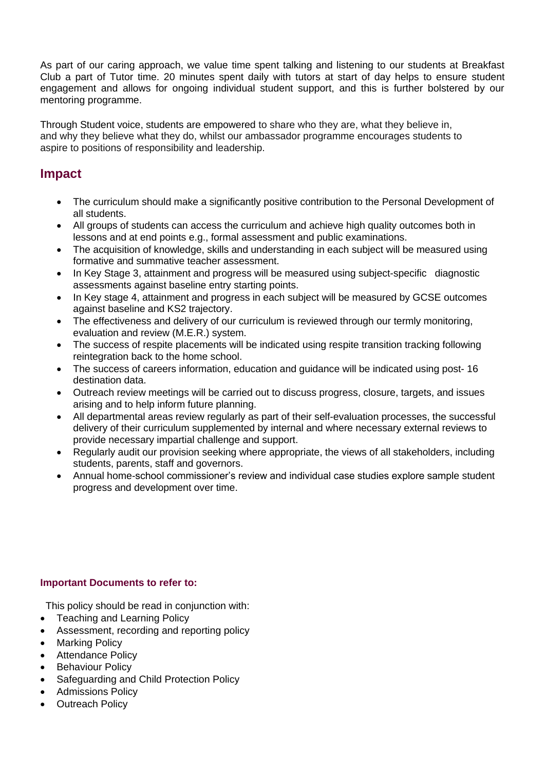As part of our caring approach, we value time spent talking and listening to our students at Breakfast Club a part of Tutor time. 20 minutes spent daily with tutors at start of day helps to ensure student engagement and allows for ongoing individual student support, and this is further bolstered by our mentoring programme.

Through Student voice, students are empowered to share who they are, what they believe in, and why they believe what they do, whilst our ambassador programme encourages students to aspire to positions of responsibility and leadership.

## Impact

- The curriculum should make a significantly positive contribution to the Personal Development of all students.
- All groups of students can access the curriculum and achieve high quality outcomes both in lessons and at end points e.g., formal assessment and public examinations.
- The acquisition of knowledge, skills and understanding in each subject will be measured using formative and summative teacher assessment.
- In Key Stage 3, attainment and progress will be measured using subject-specific diagnostic assessments against baseline entry starting points.
- In Key stage 4, attainment and progress in each subject will be measured by GCSE outcomes against baseline and KS2 trajectory.
- The effectiveness and delivery of our curriculum is reviewed through our termly monitoring, evaluation and review (M.E.R.) system.
- The success of respite placements will be indicated using respite transition tracking following reintegration back to the home school.
- The success of careers information, education and guidance will be indicated using post- 16 destination data.
- Outreach review meetings will be carried out to discuss progress, closure, targets, and issues arising and to help inform future planning.
- All departmental areas review regularly as part of their self-evaluation processes, the successful delivery of their curriculum supplemented by internal and where necessary external reviews to provide necessary impartial challenge and support.
- Regularly audit our provision seeking where appropriate, the views of all stakeholders, including students, parents, staff and governors.
- Annual home-school commissioner's review and individual case studies explore sample student progress and development over time.

**Important Documents to refer to:**

This policy should be read in conjunction with:

- Teaching and Learning Policy
- Assessment, recording and reporting policy
- Marking Policy
- Attendance Policy
- Behaviour Policy
- Safeguarding and Child Protection Policy
- Admissions Policy
- Outreach Policy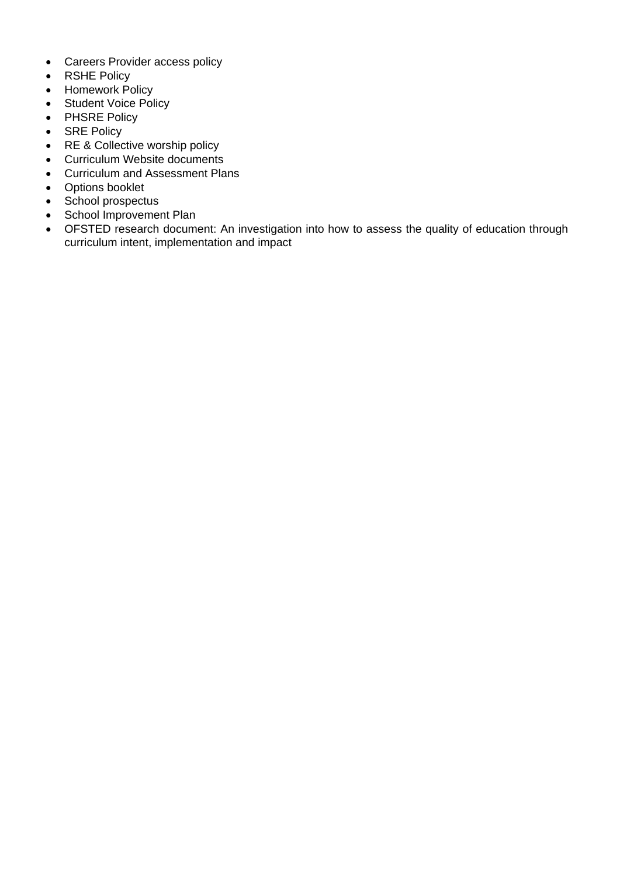- Careers Provider access policy
- RSHE Policy
- Homework Policy
- Student Voice Policy
- PHSRE Policy
- SRE Policy
- RE & Collective worship policy
- Curriculum Website documents
- Curriculum and Assessment Plans
- Options booklet
- School prospectus
- School Improvement Plan
- OFSTED research document: An investigation into how to assess the quality of education through curriculum intent, implementation and impact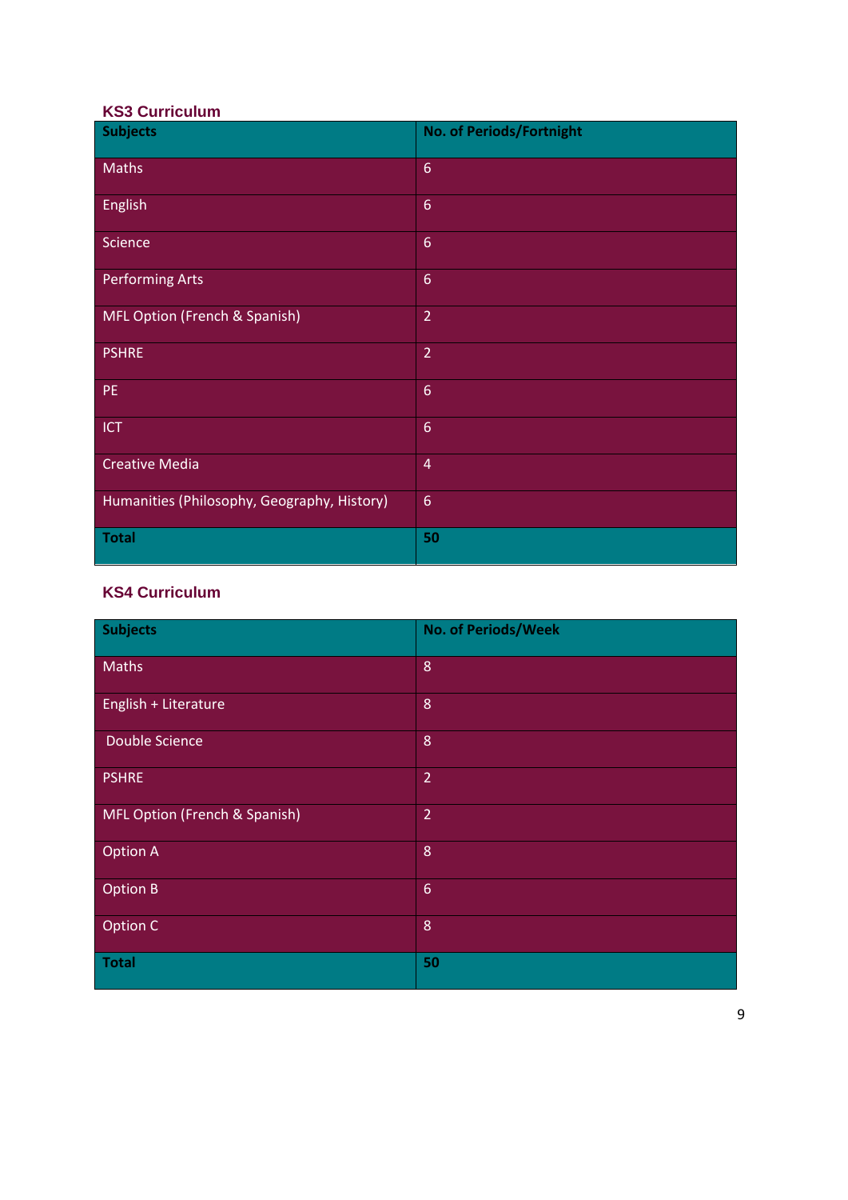### KS3 Curriculum

| Subjects | No. of Periods/Fortnight |
|---|---|
| Maths | 6 |
| English | 6 |
| Science | 6 |
| Performing Arts | 6 |
| MFL Option (French & Spanish) | 2 |
| PSHRE | 2 |
| PE | 6 |
| ICT | 6 |
| Creative Media | 4 |
| Humanities (Philosophy, Geography, History) | 6 |
| **Total** | **50** |

### KS4 Curriculum

| Subjects | No. of Periods/Week |
|---|---|
| Maths | 8 |
| English + Literature | 8 |
| Double Science | 8 |
| PSHRE | 2 |
| MFL Option (French & Spanish) | 2 |
| Option A | 8 |
| Option B | 6 |
| Option C | 8 |
| **Total** | **50** |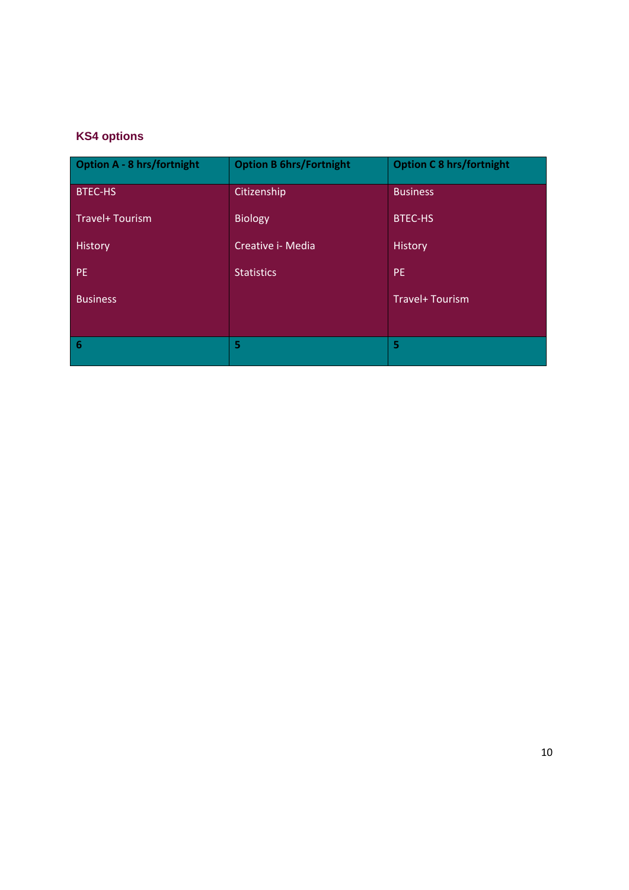## KS4 options

| Option A - 8 hrs/fortnight | Option B 6hrs/Fortnight | Option C 8 hrs/fortnight |
|---|---|---|
| BTEC-HS | Citizenship | Business |
| Travel+ Tourism | Biology | BTEC-HS |
| History | Creative i- Media | History |
| PE | Statistics | PE |
| Business | | Travel+ Tourism |
| 6 | 5 | 5 |